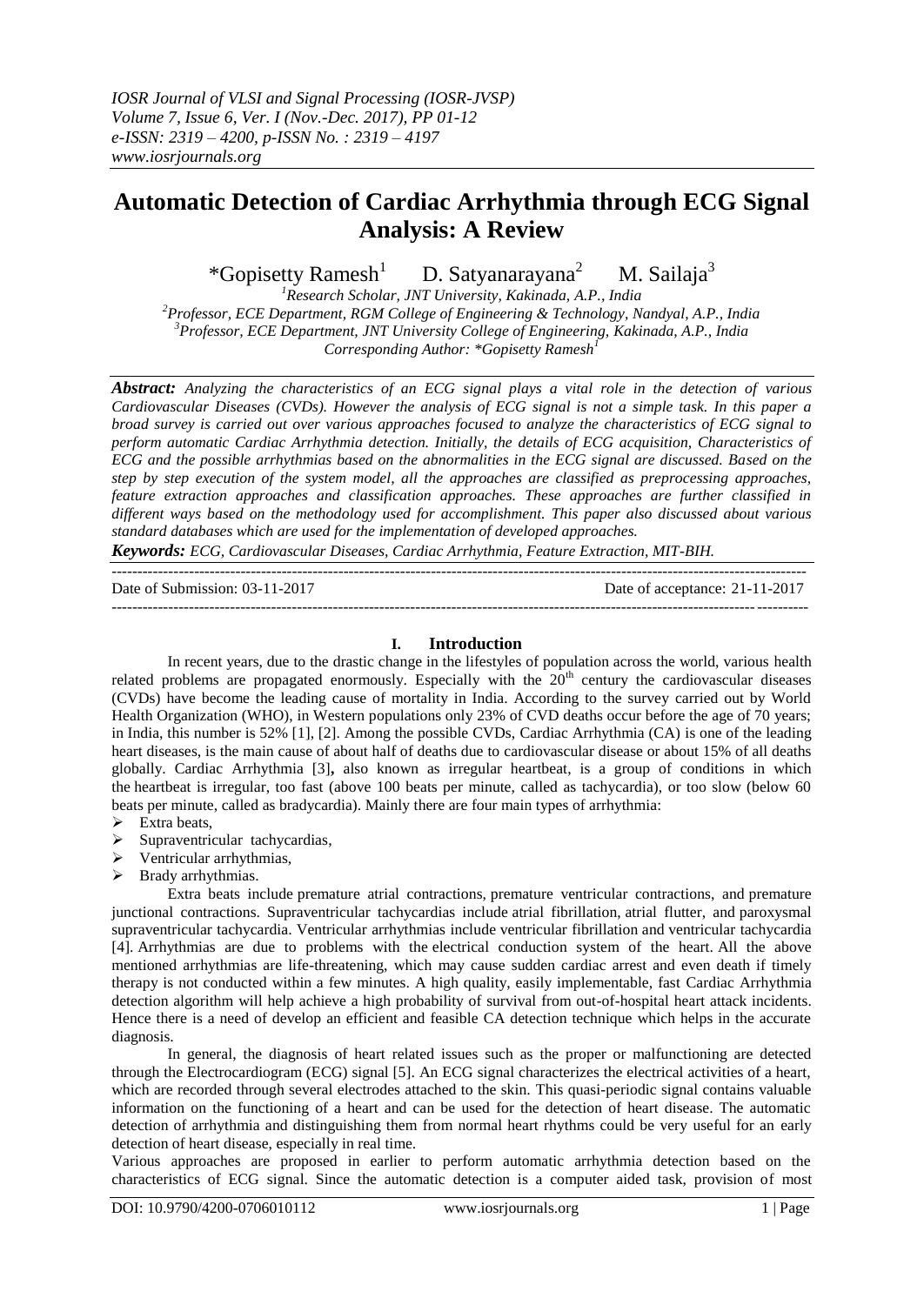# Automatic Detection of Cardiac Arrhythmia through ECG Signal Analysis: A Review

*Gopisetty Ramesh[1] D. Satyanarayana[2] M. Sailaja[3]

[1]Research Scholar, JNT University, Kakinada, A.P., India
[2]Professor, ECE Department, RGM College of Engineering & Technology, Nandyal, A.P., India
[3]Professor, ECE Department, JNT University College of Engineering, Kakinada, A.P., India
Corresponding Author: *Gopisetty Ramesh[1]

***Abstract:*** *Analyzing the characteristics of an ECG signal plays a vital role in the detection of various Cardiovascular Diseases (CVDs). However the analysis of ECG signal is not a simple task. In this paper a broad survey is carried out over various approaches focused to analyze the characteristics of ECG signal to perform automatic Cardiac Arrhythmia detection. Initially, the details of ECG acquisition, Characteristics of ECG and the possible arrhythmias based on the abnormalities in the ECG signal are discussed. Based on the step by step execution of the system model, all the approaches are classified as preprocessing approaches, feature extraction approaches and classification approaches. These approaches are further classified in different ways based on the methodology used for accomplishment. This paper also discussed about various standard databases which are used for the implementation of developed approaches.*

***Keywords:*** *ECG, Cardiovascular Diseases, Cardiac Arrhythmia, Feature Extraction, MIT-BIH.*

---

Date of Submission: 03-11-2017 Date of acceptance: 21-11-2017

---

## I. Introduction

In recent years, due to the drastic change in the lifestyles of population across the world, various health related problems are propagated enormously. Especially with the 20th century the cardiovascular diseases (CVDs) have become the leading cause of mortality in India. According to the survey carried out by World Health Organization (WHO), in Western populations only 23% of CVD deaths occur before the age of 70 years; in India, this number is 52% [1], [2]. Among the possible CVDs, Cardiac Arrhythmia (CA) is one of the leading heart diseases, is the main cause of about half of deaths due to cardiovascular disease or about 15% of all deaths globally. Cardiac Arrhythmia [3]**,** also known as irregular heartbeat, is a group of conditions in which the heartbeat is irregular, too fast (above 100 beats per minute, called as tachycardia), or too slow (below 60 beats per minute, called as bradycardia). Mainly there are four main types of arrhythmia:

- Extra beats,
- Supraventricular tachycardias,
- Ventricular arrhythmias,
- Brady arrhythmias.

Extra beats include premature atrial contractions, premature ventricular contractions, and premature junctional contractions. Supraventricular tachycardias include atrial fibrillation, atrial flutter, and paroxysmal supraventricular tachycardia. Ventricular arrhythmias include ventricular fibrillation and ventricular tachycardia [4]. Arrhythmias are due to problems with the electrical conduction system of the heart. All the above mentioned arrhythmias are life-threatening, which may cause sudden cardiac arrest and even death if timely therapy is not conducted within a few minutes. A high quality, easily implementable, fast Cardiac Arrhythmia detection algorithm will help achieve a high probability of survival from out-of-hospital heart attack incidents. Hence there is a need of develop an efficient and feasible CA detection technique which helps in the accurate diagnosis.

In general, the diagnosis of heart related issues such as the proper or malfunctioning are detected through the Electrocardiogram (ECG) signal [5]. An ECG signal characterizes the electrical activities of a heart, which are recorded through several electrodes attached to the skin. This quasi-periodic signal contains valuable information on the functioning of a heart and can be used for the detection of heart disease. The automatic detection of arrhythmia and distinguishing them from normal heart rhythms could be very useful for an early detection of heart disease, especially in real time.

Various approaches are proposed in earlier to perform automatic arrhythmia detection based on the characteristics of ECG signal. Since the automatic detection is a computer aided task, provision of most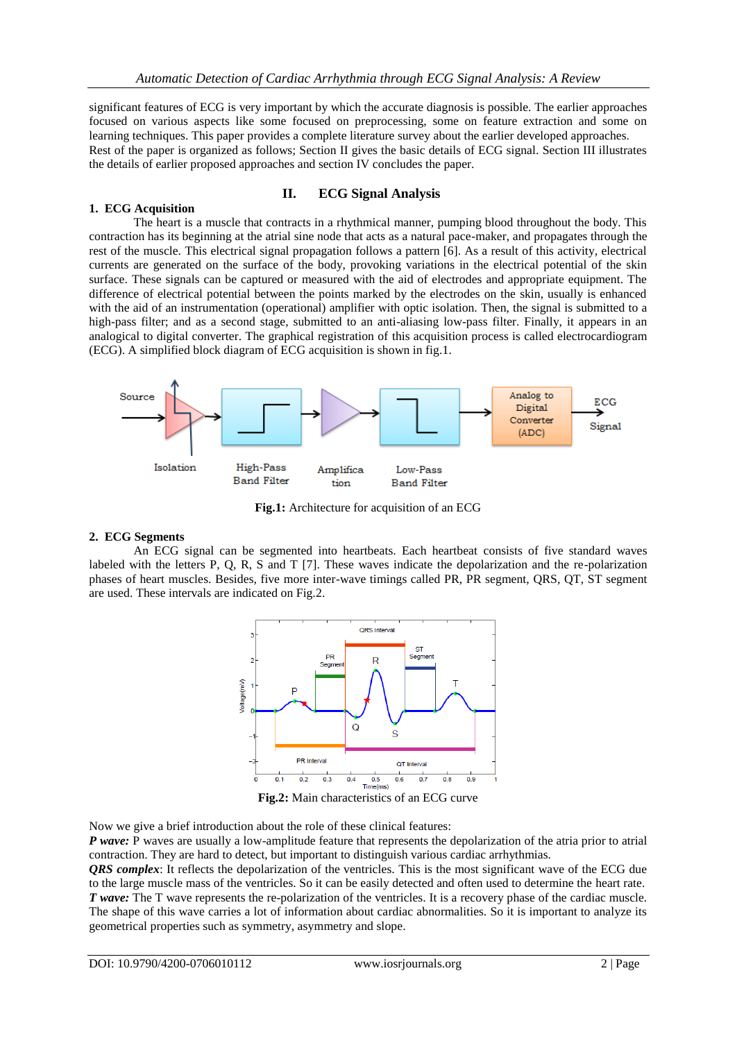significant features of ECG is very important by which the accurate diagnosis is possible. The earlier approaches focused on various aspects like some focused on preprocessing, some on feature extraction and some on learning techniques. This paper provides a complete literature survey about the earlier developed approaches.
Rest of the paper is organized as follows; Section II gives the basic details of ECG signal. Section III illustrates the details of earlier proposed approaches and section IV concludes the paper.

## II. ECG Signal Analysis

### 1. ECG Acquisition

The heart is a muscle that contracts in a rhythmical manner, pumping blood throughout the body. This contraction has its beginning at the atrial sine node that acts as a natural pace-maker, and propagates through the rest of the muscle. This electrical signal propagation follows a pattern [6]. As a result of this activity, electrical currents are generated on the surface of the body, provoking variations in the electrical potential of the skin surface. These signals can be captured or measured with the aid of electrodes and appropriate equipment. The difference of electrical potential between the points marked by the electrodes on the skin, usually is enhanced with the aid of an instrumentation (operational) amplifier with optic isolation. Then, the signal is submitted to a high-pass filter; and as a second stage, submitted to an anti-aliasing low-pass filter. Finally, it appears in an analogical to digital converter. The graphical registration of this acquisition process is called electrocardiogram (ECG). A simplified block diagram of ECG acquisition is shown in fig.1.

Source → Isolation → High-Pass Band Filter → Amplification → Low-Pass Band Filter → Analog to Digital Converter (ADC) → ECG Signal

**Fig.1:** Architecture for acquisition of an ECG

### 2. ECG Segments

An ECG signal can be segmented into heartbeats. Each heartbeat consists of five standard waves labeled with the letters P, Q, R, S and T [7]. These waves indicate the depolarization and the re-polarization phases of heart muscles. Besides, five more inter-wave timings called PR, PR segment, QRS, QT, ST segment are used. These intervals are indicated on Fig.2.

**Fig.2:** Main characteristics of an ECG curve

Now we give a brief introduction about the role of these clinical features:
***P wave:*** P waves are usually a low-amplitude feature that represents the depolarization of the atria prior to atrial contraction. They are hard to detect, but important to distinguish various cardiac arrhythmias.
***QRS complex***: It reflects the depolarization of the ventricles. This is the most significant wave of the ECG due to the large muscle mass of the ventricles. So it can be easily detected and often used to determine the heart rate.
***T wave:*** The T wave represents the re-polarization of the ventricles. It is a recovery phase of the cardiac muscle. The shape of this wave carries a lot of information about cardiac abnormalities. So it is important to analyze its geometrical properties such as symmetry, asymmetry and slope.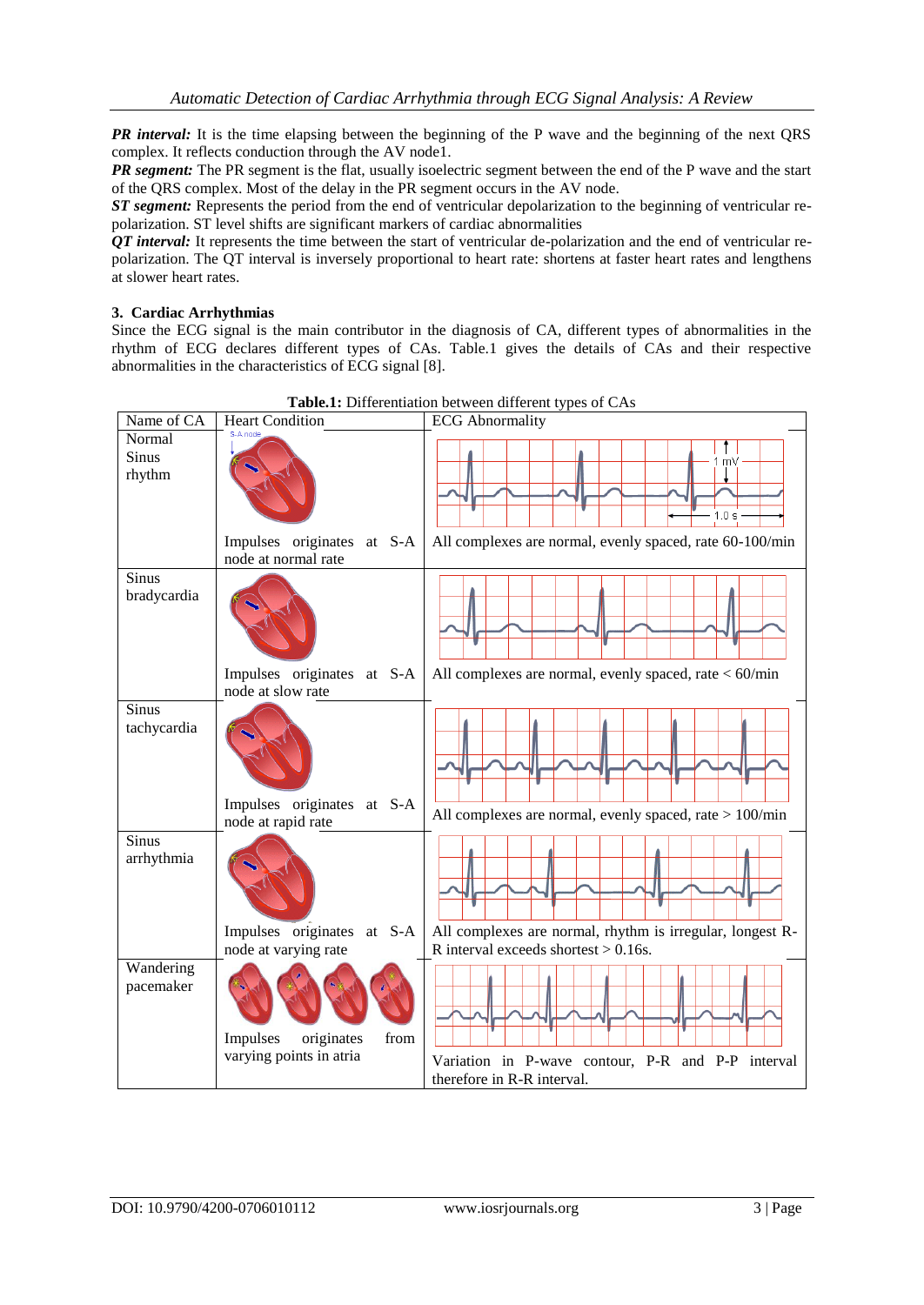***PR interval:*** It is the time elapsing between the beginning of the P wave and the beginning of the next QRS complex. It reflects conduction through the AV node1.
***PR segment:*** The PR segment is the flat, usually isoelectric segment between the end of the P wave and the start of the QRS complex. Most of the delay in the PR segment occurs in the AV node.
***ST segment:*** Represents the period from the end of ventricular depolarization to the beginning of ventricular re-polarization. ST level shifts are significant markers of cardiac abnormalities
***QT interval:*** It represents the time between the start of ventricular de-polarization and the end of ventricular re-polarization. The QT interval is inversely proportional to heart rate: shortens at faster heart rates and lengthens at slower heart rates.

## 3. Cardiac Arrhythmias

Since the ECG signal is the main contributor in the diagnosis of CA, different types of abnormalities in the rhythm of ECG declares different types of CAs. Table.1 gives the details of CAs and their respective abnormalities in the characteristics of ECG signal [8].

**Table.1:** Differentiation between different types of CAs

| Name of CA | Heart Condition | ECG Abnormality |
|---|---|---|
| Normal Sinus rhythm | Impulses originates at S-A node at normal rate | All complexes are normal, evenly spaced, rate 60-100/min |
| Sinus bradycardia | Impulses originates at S-A node at slow rate | All complexes are normal, evenly spaced, rate < 60/min |
| Sinus tachycardia | Impulses originates at S-A node at rapid rate | All complexes are normal, evenly spaced, rate > 100/min |
| Sinus arrhythmia | Impulses originates at S-A node at varying rate | All complexes are normal, rhythm is irregular, longest R-R interval exceeds shortest > 0.16s. |
| Wandering pacemaker | Impulses originates from varying points in atria | Variation in P-wave contour, P-R and P-P interval therefore in R-R interval. |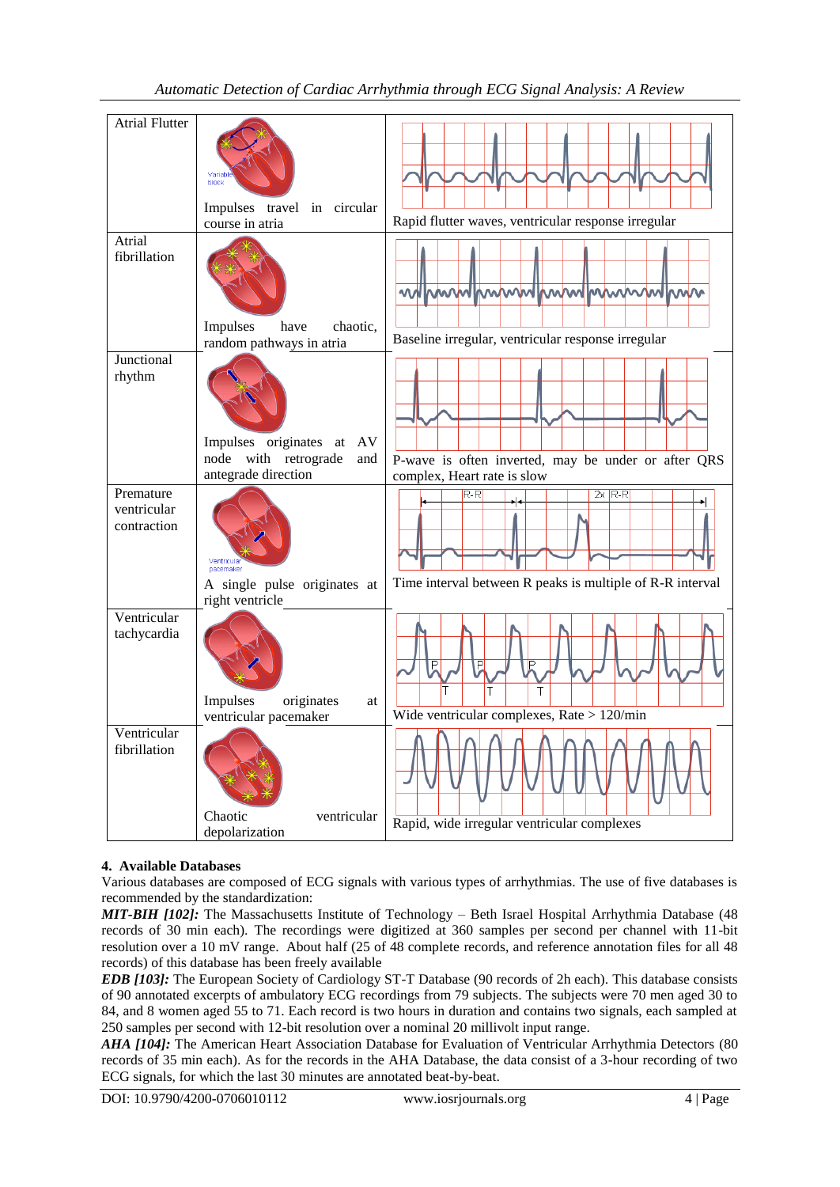| Atrial Flutter | Impulses travel in circular course in atria | Rapid flutter waves, ventricular response irregular |
|---|---|---|
| Atrial fibrillation | Impulses have chaotic, random pathways in atria | Baseline irregular, ventricular response irregular |
| Junctional rhythm | Impulses originates at AV node with retrograde and antegrade direction | P-wave is often inverted, may be under or after QRS complex, Heart rate is slow |
| Premature ventricular contraction | A single pulse originates at right ventricle | Time interval between R peaks is multiple of R-R interval |
| Ventricular tachycardia | Impulses originates at ventricular pacemaker | Wide ventricular complexes, Rate > 120/min |
| Ventricular fibrillation | Chaotic ventricular depolarization | Rapid, wide irregular ventricular complexes |

## 4. Available Databases

Various databases are composed of ECG signals with various types of arrhythmias. The use of five databases is recommended by the standardization:

***MIT-BIH [102]:*** The Massachusetts Institute of Technology – Beth Israel Hospital Arrhythmia Database (48 records of 30 min each). The recordings were digitized at 360 samples per second per channel with 11-bit resolution over a 10 mV range. About half (25 of 48 complete records, and reference annotation files for all 48 records) of this database has been freely available

***EDB [103]:*** The European Society of Cardiology ST-T Database (90 records of 2h each). This database consists of 90 annotated excerpts of ambulatory ECG recordings from 79 subjects. The subjects were 70 men aged 30 to 84, and 8 women aged 55 to 71. Each record is two hours in duration and contains two signals, each sampled at 250 samples per second with 12-bit resolution over a nominal 20 millivolt input range.

***AHA [104]:*** The American Heart Association Database for Evaluation of Ventricular Arrhythmia Detectors (80 records of 35 min each). As for the records in the AHA Database, the data consist of a 3-hour recording of two ECG signals, for which the last 30 minutes are annotated beat-by-beat.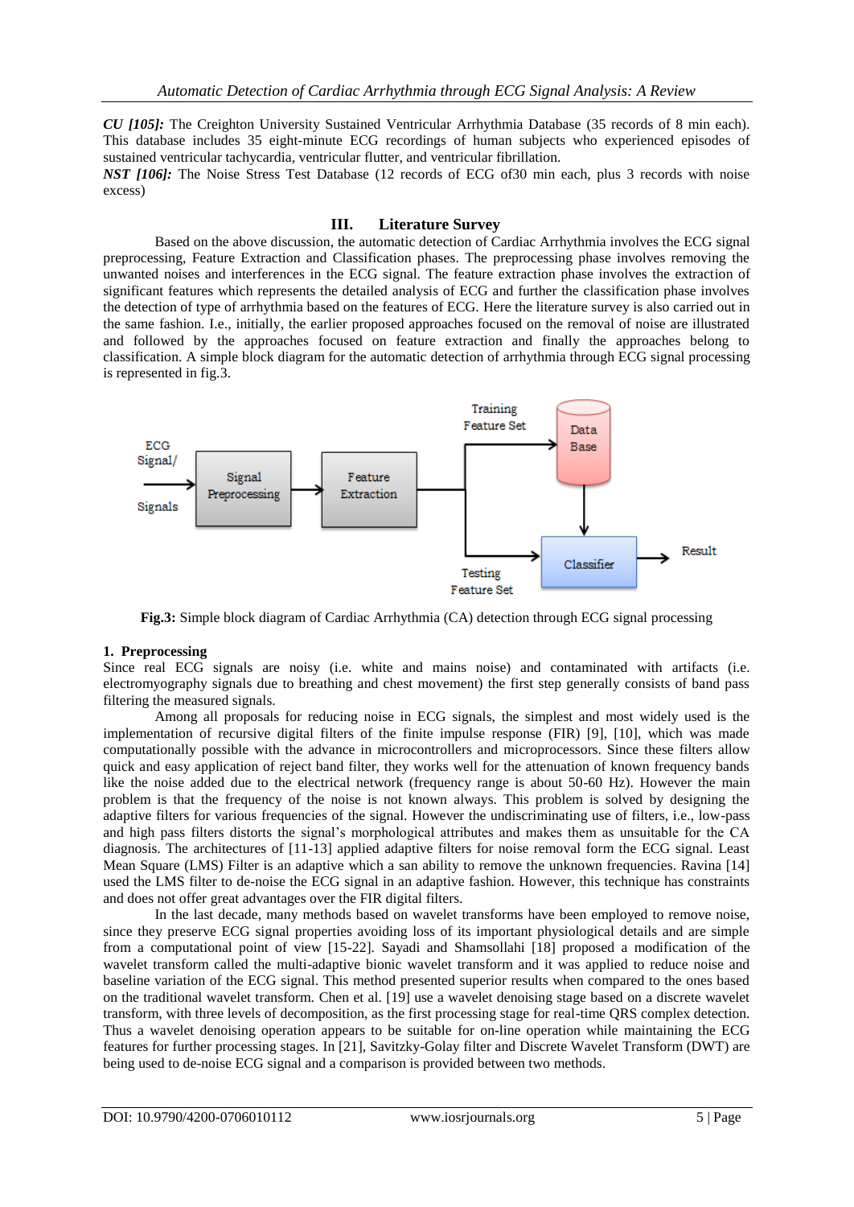***CU [105]:*** The Creighton University Sustained Ventricular Arrhythmia Database (35 records of 8 min each). This database includes 35 eight-minute ECG recordings of human subjects who experienced episodes of sustained ventricular tachycardia, ventricular flutter, and ventricular fibrillation.

***NST [106]:*** The Noise Stress Test Database (12 records of ECG of30 min each, plus 3 records with noise excess)

## III. Literature Survey

Based on the above discussion, the automatic detection of Cardiac Arrhythmia involves the ECG signal preprocessing, Feature Extraction and Classification phases. The preprocessing phase involves removing the unwanted noises and interferences in the ECG signal. The feature extraction phase involves the extraction of significant features which represents the detailed analysis of ECG and further the classification phase involves the detection of type of arrhythmia based on the features of ECG. Here the literature survey is also carried out in the same fashion. I.e., initially, the earlier proposed approaches focused on the removal of noise are illustrated and followed by the approaches focused on feature extraction and finally the approaches belong to classification. A simple block diagram for the automatic detection of arrhythmia through ECG signal processing is represented in fig.3.

**Fig.3:** Simple block diagram of Cardiac Arrhythmia (CA) detection through ECG signal processing

### 1. Preprocessing

Since real ECG signals are noisy (i.e. white and mains noise) and contaminated with artifacts (i.e. electromyography signals due to breathing and chest movement) the first step generally consists of band pass filtering the measured signals.

Among all proposals for reducing noise in ECG signals, the simplest and most widely used is the implementation of recursive digital filters of the finite impulse response (FIR) [9], [10], which was made computationally possible with the advance in microcontrollers and microprocessors. Since these filters allow quick and easy application of reject band filter, they works well for the attenuation of known frequency bands like the noise added due to the electrical network (frequency range is about 50-60 Hz). However the main problem is that the frequency of the noise is not known always. This problem is solved by designing the adaptive filters for various frequencies of the signal. However the undiscriminating use of filters, i.e., low-pass and high pass filters distorts the signal's morphological attributes and makes them as unsuitable for the CA diagnosis. The architectures of [11-13] applied adaptive filters for noise removal form the ECG signal. Least Mean Square (LMS) Filter is an adaptive which a san ability to remove the unknown frequencies. Ravina [14] used the LMS filter to de-noise the ECG signal in an adaptive fashion. However, this technique has constraints and does not offer great advantages over the FIR digital filters.

In the last decade, many methods based on wavelet transforms have been employed to remove noise, since they preserve ECG signal properties avoiding loss of its important physiological details and are simple from a computational point of view [15-22]. Sayadi and Shamsollahi [18] proposed a modification of the wavelet transform called the multi-adaptive bionic wavelet transform and it was applied to reduce noise and baseline variation of the ECG signal. This method presented superior results when compared to the ones based on the traditional wavelet transform. Chen et al. [19] use a wavelet denoising stage based on a discrete wavelet transform, with three levels of decomposition, as the first processing stage for real-time QRS complex detection. Thus a wavelet denoising operation appears to be suitable for on-line operation while maintaining the ECG features for further processing stages. In [21], Savitzky-Golay filter and Discrete Wavelet Transform (DWT) are being used to de-noise ECG signal and a comparison is provided between two methods.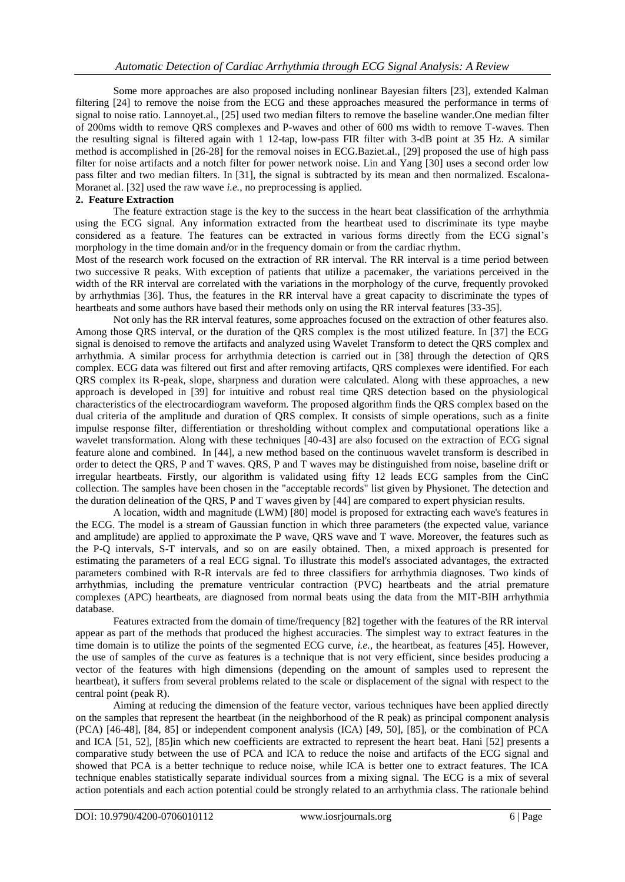Some more approaches are also proposed including nonlinear Bayesian filters [23], extended Kalman filtering [24] to remove the noise from the ECG and these approaches measured the performance in terms of signal to noise ratio. Lannoyet.al., [25] used two median filters to remove the baseline wander.One median filter of 200ms width to remove QRS complexes and P-waves and other of 600 ms width to remove T-waves. Then the resulting signal is filtered again with 1 12-tap, low-pass FIR filter with 3-dB point at 35 Hz. A similar method is accomplished in [26-28] for the removal noises in ECG.Baziet.al., [29] proposed the use of high pass filter for noise artifacts and a notch filter for power network noise. Lin and Yang [30] uses a second order low pass filter and two median filters. In [31], the signal is subtracted by its mean and then normalized. Escalona-Moranet al. [32] used the raw wave *i.e.,* no preprocessing is applied.

## 2. Feature Extraction

The feature extraction stage is the key to the success in the heart beat classification of the arrhythmia using the ECG signal. Any information extracted from the heartbeat used to discriminate its type maybe considered as a feature. The features can be extracted in various forms directly from the ECG signal's morphology in the time domain and/or in the frequency domain or from the cardiac rhythm.

Most of the research work focused on the extraction of RR interval. The RR interval is a time period between two successive R peaks. With exception of patients that utilize a pacemaker, the variations perceived in the width of the RR interval are correlated with the variations in the morphology of the curve, frequently provoked by arrhythmias [36]. Thus, the features in the RR interval have a great capacity to discriminate the types of heartbeats and some authors have based their methods only on using the RR interval features [33-35].

Not only has the RR interval features, some approaches focused on the extraction of other features also. Among those QRS interval, or the duration of the QRS complex is the most utilized feature. In [37] the ECG signal is denoised to remove the artifacts and analyzed using Wavelet Transform to detect the QRS complex and arrhythmia. A similar process for arrhythmia detection is carried out in [38] through the detection of QRS complex. ECG data was filtered out first and after removing artifacts, QRS complexes were identified. For each QRS complex its R-peak, slope, sharpness and duration were calculated. Along with these approaches, a new approach is developed in [39] for intuitive and robust real time QRS detection based on the physiological characteristics of the electrocardiogram waveform. The proposed algorithm finds the QRS complex based on the dual criteria of the amplitude and duration of QRS complex. It consists of simple operations, such as a finite impulse response filter, differentiation or thresholding without complex and computational operations like a wavelet transformation. Along with these techniques [40-43] are also focused on the extraction of ECG signal feature alone and combined. In [44], a new method based on the continuous wavelet transform is described in order to detect the QRS, P and T waves. QRS, P and T waves may be distinguished from noise, baseline drift or irregular heartbeats. Firstly, our algorithm is validated using fifty 12 leads ECG samples from the CinC collection. The samples have been chosen in the "acceptable records" list given by Physionet. The detection and the duration delineation of the QRS, P and T waves given by [44] are compared to expert physician results.

A location, width and magnitude (LWM) [80] model is proposed for extracting each wave's features in the ECG. The model is a stream of Gaussian function in which three parameters (the expected value, variance and amplitude) are applied to approximate the P wave, QRS wave and T wave. Moreover, the features such as the P-Q intervals, S-T intervals, and so on are easily obtained. Then, a mixed approach is presented for estimating the parameters of a real ECG signal. To illustrate this model's associated advantages, the extracted parameters combined with R-R intervals are fed to three classifiers for arrhythmia diagnoses. Two kinds of arrhythmias, including the premature ventricular contraction (PVC) heartbeats and the atrial premature complexes (APC) heartbeats, are diagnosed from normal beats using the data from the MIT-BIH arrhythmia database.

Features extracted from the domain of time/frequency [82] together with the features of the RR interval appear as part of the methods that produced the highest accuracies. The simplest way to extract features in the time domain is to utilize the points of the segmented ECG curve, *i.e.*, the heartbeat, as features [45]. However, the use of samples of the curve as features is a technique that is not very efficient, since besides producing a vector of the features with high dimensions (depending on the amount of samples used to represent the heartbeat), it suffers from several problems related to the scale or displacement of the signal with respect to the central point (peak R).

Aiming at reducing the dimension of the feature vector, various techniques have been applied directly on the samples that represent the heartbeat (in the neighborhood of the R peak) as principal component analysis (PCA) [46-48], [84, 85] or independent component analysis (ICA) [49, 50], [85], or the combination of PCA and ICA [51, 52], [85]in which new coefficients are extracted to represent the heart beat. Hani [52] presents a comparative study between the use of PCA and ICA to reduce the noise and artifacts of the ECG signal and showed that PCA is a better technique to reduce noise, while ICA is better one to extract features. The ICA technique enables statistically separate individual sources from a mixing signal. The ECG is a mix of several action potentials and each action potential could be strongly related to an arrhythmia class. The rationale behind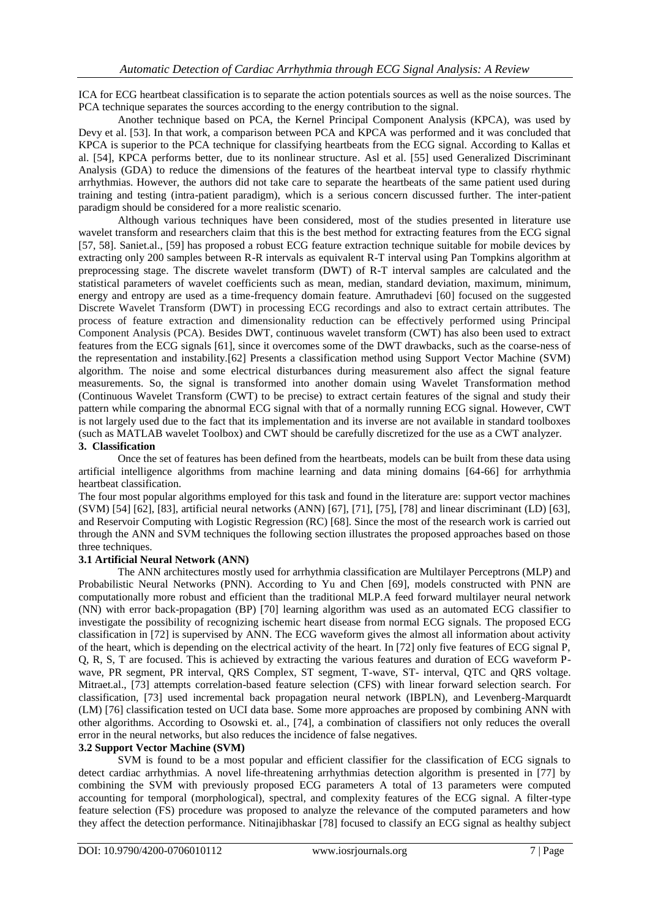ICA for ECG heartbeat classification is to separate the action potentials sources as well as the noise sources. The PCA technique separates the sources according to the energy contribution to the signal.

Another technique based on PCA, the Kernel Principal Component Analysis (KPCA), was used by Devy et al. [53]. In that work, a comparison between PCA and KPCA was performed and it was concluded that KPCA is superior to the PCA technique for classifying heartbeats from the ECG signal. According to Kallas et al. [54], KPCA performs better, due to its nonlinear structure. Asl et al. [55] used Generalized Discriminant Analysis (GDA) to reduce the dimensions of the features of the heartbeat interval type to classify rhythmic arrhythmias. However, the authors did not take care to separate the heartbeats of the same patient used during training and testing (intra-patient paradigm), which is a serious concern discussed further. The inter-patient paradigm should be considered for a more realistic scenario.

Although various techniques have been considered, most of the studies presented in literature use wavelet transform and researchers claim that this is the best method for extracting features from the ECG signal [57, 58]. Saniet.al., [59] has proposed a robust ECG feature extraction technique suitable for mobile devices by extracting only 200 samples between R-R intervals as equivalent R-T interval using Pan Tompkins algorithm at preprocessing stage. The discrete wavelet transform (DWT) of R-T interval samples are calculated and the statistical parameters of wavelet coefficients such as mean, median, standard deviation, maximum, minimum, energy and entropy are used as a time-frequency domain feature. Amruthadevi [60] focused on the suggested Discrete Wavelet Transform (DWT) in processing ECG recordings and also to extract certain attributes. The process of feature extraction and dimensionality reduction can be effectively performed using Principal Component Analysis (PCA). Besides DWT, continuous wavelet transform (CWT) has also been used to extract features from the ECG signals [61], since it overcomes some of the DWT drawbacks, such as the coarse-ness of the representation and instability.[62] Presents a classification method using Support Vector Machine (SVM) algorithm. The noise and some electrical disturbances during measurement also affect the signal feature measurements. So, the signal is transformed into another domain using Wavelet Transformation method (Continuous Wavelet Transform (CWT) to be precise) to extract certain features of the signal and study their pattern while comparing the abnormal ECG signal with that of a normally running ECG signal. However, CWT is not largely used due to the fact that its implementation and its inverse are not available in standard toolboxes (such as MATLAB wavelet Toolbox) and CWT should be carefully discretized for the use as a CWT analyzer.

## 3. Classification

Once the set of features has been defined from the heartbeats, models can be built from these data using artificial intelligence algorithms from machine learning and data mining domains [64-66] for arrhythmia heartbeat classification.

The four most popular algorithms employed for this task and found in the literature are: support vector machines (SVM) [54] [62], [83], artificial neural networks (ANN) [67], [71], [75], [78] and linear discriminant (LD) [63], and Reservoir Computing with Logistic Regression (RC) [68]. Since the most of the research work is carried out through the ANN and SVM techniques the following section illustrates the proposed approaches based on those three techniques.

### 3.1 Artificial Neural Network (ANN)

The ANN architectures mostly used for arrhythmia classification are Multilayer Perceptrons (MLP) and Probabilistic Neural Networks (PNN). According to Yu and Chen [69], models constructed with PNN are computationally more robust and efficient than the traditional MLP.A feed forward multilayer neural network (NN) with error back-propagation (BP) [70] learning algorithm was used as an automated ECG classifier to investigate the possibility of recognizing ischemic heart disease from normal ECG signals. The proposed ECG classification in [72] is supervised by ANN. The ECG waveform gives the almost all information about activity of the heart, which is depending on the electrical activity of the heart. In [72] only five features of ECG signal P, Q, R, S, T are focused. This is achieved by extracting the various features and duration of ECG waveform P-wave, PR segment, PR interval, QRS Complex, ST segment, T-wave, ST- interval, QTC and QRS voltage. Mitraet.al., [73] attempts correlation-based feature selection (CFS) with linear forward selection search. For classification, [73] used incremental back propagation neural network (IBPLN), and Levenberg-Marquardt (LM) [76] classification tested on UCI data base. Some more approaches are proposed by combining ANN with other algorithms. According to Osowski et. al., [74], a combination of classifiers not only reduces the overall error in the neural networks, but also reduces the incidence of false negatives.

### 3.2 Support Vector Machine (SVM)

SVM is found to be a most popular and efficient classifier for the classification of ECG signals to detect cardiac arrhythmias. A novel life-threatening arrhythmias detection algorithm is presented in [77] by combining the SVM with previously proposed ECG parameters A total of 13 parameters were computed accounting for temporal (morphological), spectral, and complexity features of the ECG signal. A filter-type feature selection (FS) procedure was proposed to analyze the relevance of the computed parameters and how they affect the detection performance. Nitinajibhaskar [78] focused to classify an ECG signal as healthy subject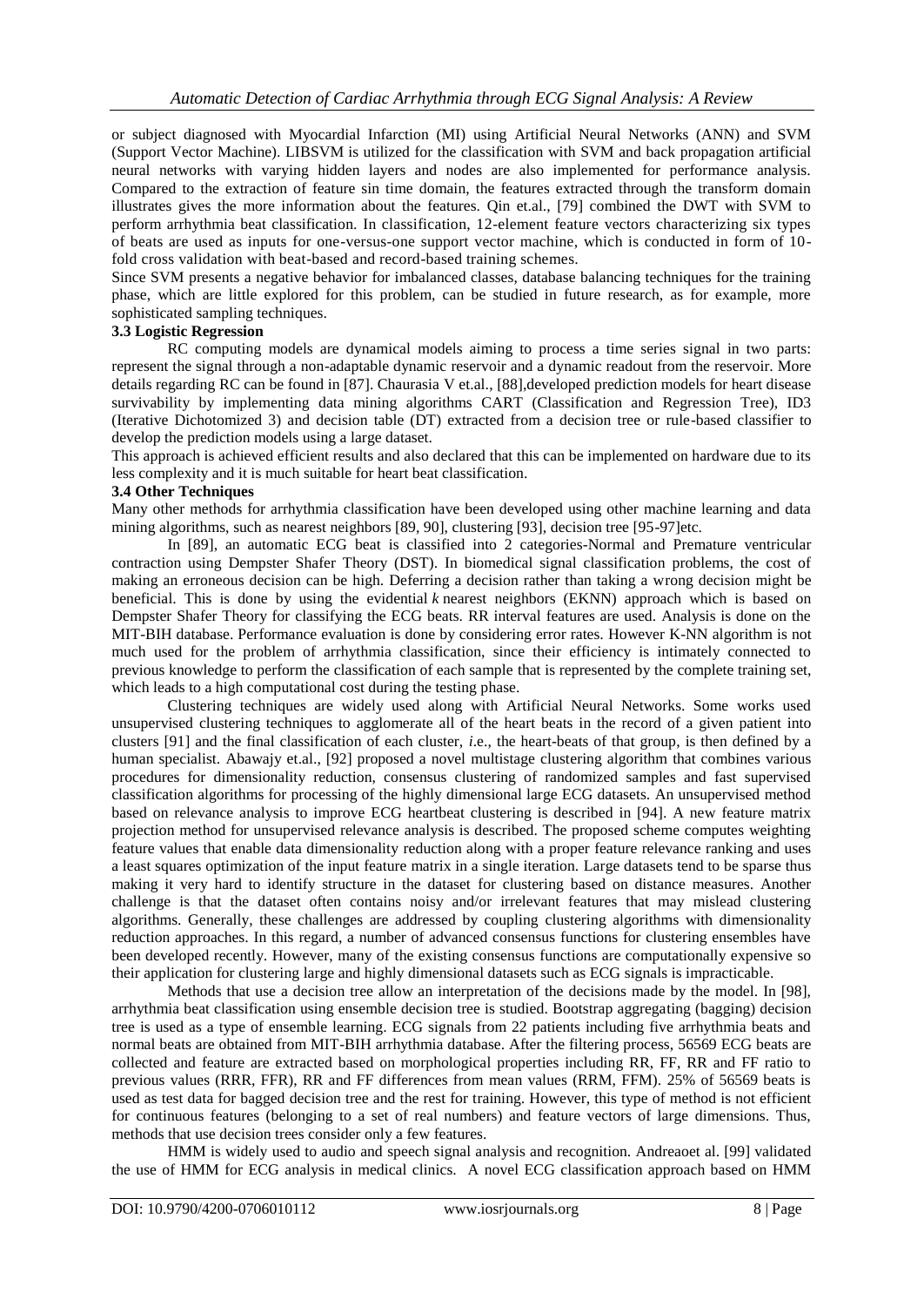or subject diagnosed with Myocardial Infarction (MI) using Artificial Neural Networks (ANN) and SVM (Support Vector Machine). LIBSVM is utilized for the classification with SVM and back propagation artificial neural networks with varying hidden layers and nodes are also implemented for performance analysis. Compared to the extraction of feature sin time domain, the features extracted through the transform domain illustrates gives the more information about the features. Qin et.al., [79] combined the DWT with SVM to perform arrhythmia beat classification. In classification, 12-element feature vectors characterizing six types of beats are used as inputs for one-versus-one support vector machine, which is conducted in form of 10-fold cross validation with beat-based and record-based training schemes.

Since SVM presents a negative behavior for imbalanced classes, database balancing techniques for the training phase, which are little explored for this problem, can be studied in future research, as for example, more sophisticated sampling techniques.

### 3.3 Logistic Regression

RC computing models are dynamical models aiming to process a time series signal in two parts: represent the signal through a non-adaptable dynamic reservoir and a dynamic readout from the reservoir. More details regarding RC can be found in [87]. Chaurasia V et.al., [88],developed prediction models for heart disease survivability by implementing data mining algorithms CART (Classification and Regression Tree), ID3 (Iterative Dichotomized 3) and decision table (DT) extracted from a decision tree or rule-based classifier to develop the prediction models using a large dataset.

This approach is achieved efficient results and also declared that this can be implemented on hardware due to its less complexity and it is much suitable for heart beat classification.

### 3.4 Other Techniques

Many other methods for arrhythmia classification have been developed using other machine learning and data mining algorithms, such as nearest neighbors [89, 90], clustering [93], decision tree [95-97]etc.

In [89], an automatic ECG beat is classified into 2 categories-Normal and Premature ventricular contraction using Dempster Shafer Theory (DST). In biomedical signal classification problems, the cost of making an erroneous decision can be high. Deferring a decision rather than taking a wrong decision might be beneficial. This is done by using the evidential *k* nearest neighbors (EKNN) approach which is based on Dempster Shafer Theory for classifying the ECG beats. RR interval features are used. Analysis is done on the MIT-BIH database. Performance evaluation is done by considering error rates. However K-NN algorithm is not much used for the problem of arrhythmia classification, since their efficiency is intimately connected to previous knowledge to perform the classification of each sample that is represented by the complete training set, which leads to a high computational cost during the testing phase.

Clustering techniques are widely used along with Artificial Neural Networks. Some works used unsupervised clustering techniques to agglomerate all of the heart beats in the record of a given patient into clusters [91] and the final classification of each cluster, *i.e.*, the heart-beats of that group, is then defined by a human specialist. Abawajy et.al., [92] proposed a novel multistage clustering algorithm that combines various procedures for dimensionality reduction, consensus clustering of randomized samples and fast supervised classification algorithms for processing of the highly dimensional large ECG datasets. An unsupervised method based on relevance analysis to improve ECG heartbeat clustering is described in [94]. A new feature matrix projection method for unsupervised relevance analysis is described. The proposed scheme computes weighting feature values that enable data dimensionality reduction along with a proper feature relevance ranking and uses a least squares optimization of the input feature matrix in a single iteration. Large datasets tend to be sparse thus making it very hard to identify structure in the dataset for clustering based on distance measures. Another challenge is that the dataset often contains noisy and/or irrelevant features that may mislead clustering algorithms. Generally, these challenges are addressed by coupling clustering algorithms with dimensionality reduction approaches. In this regard, a number of advanced consensus functions for clustering ensembles have been developed recently. However, many of the existing consensus functions are computationally expensive so their application for clustering large and highly dimensional datasets such as ECG signals is impracticable.

Methods that use a decision tree allow an interpretation of the decisions made by the model. In [98], arrhythmia beat classification using ensemble decision tree is studied. Bootstrap aggregating (bagging) decision tree is used as a type of ensemble learning. ECG signals from 22 patients including five arrhythmia beats and normal beats are obtained from MIT-BIH arrhythmia database. After the filtering process, 56569 ECG beats are collected and feature are extracted based on morphological properties including RR, FF, RR and FF ratio to previous values (RRR, FFR), RR and FF differences from mean values (RRM, FFM). 25% of 56569 beats is used as test data for bagged decision tree and the rest for training. However, this type of method is not efficient for continuous features (belonging to a set of real numbers) and feature vectors of large dimensions. Thus, methods that use decision trees consider only a few features.

HMM is widely used to audio and speech signal analysis and recognition. Andreaoet al. [99] validated the use of HMM for ECG analysis in medical clinics. A novel ECG classification approach based on HMM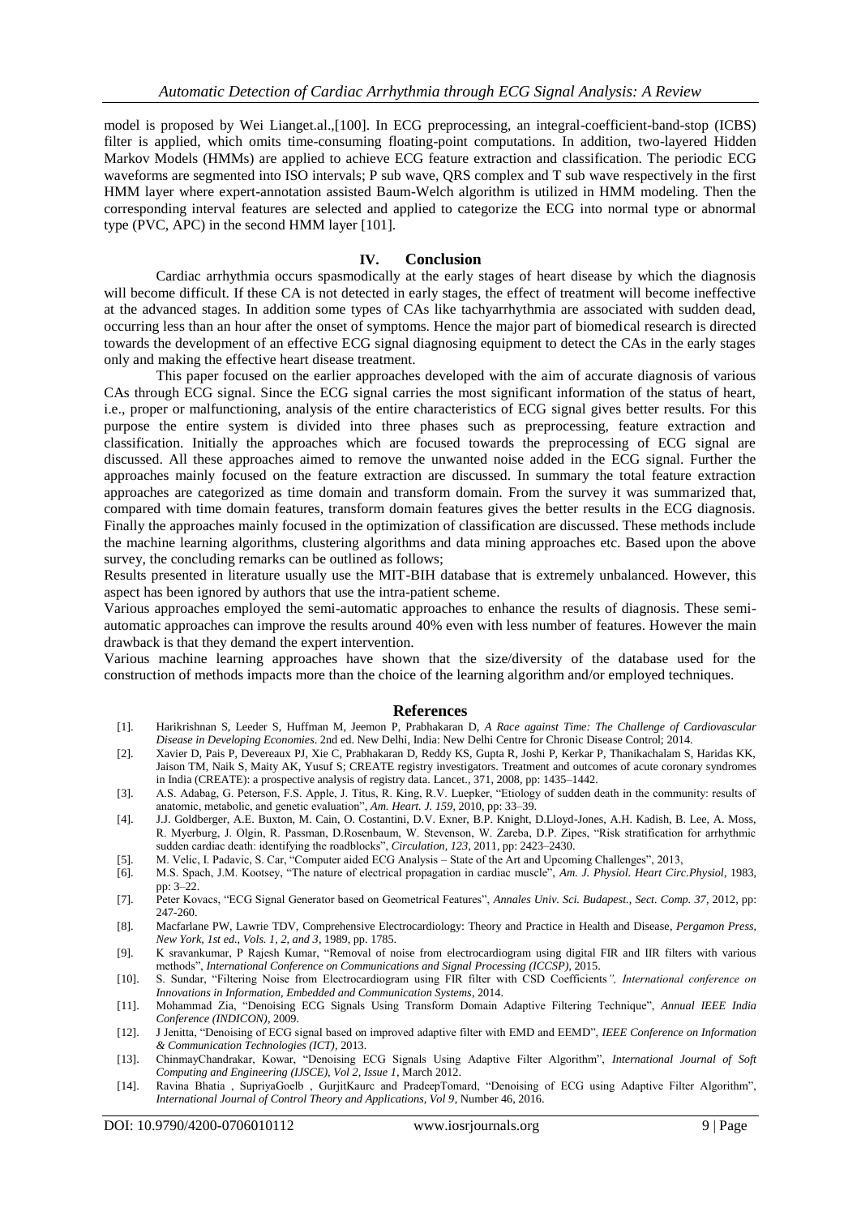model is proposed by Wei Lianget.al.,[100]. In ECG preprocessing, an integral-coefficient-band-stop (ICBS) filter is applied, which omits time-consuming floating-point computations. In addition, two-layered Hidden Markov Models (HMMs) are applied to achieve ECG feature extraction and classification. The periodic ECG waveforms are segmented into ISO intervals; P sub wave, QRS complex and T sub wave respectively in the first HMM layer where expert-annotation assisted Baum-Welch algorithm is utilized in HMM modeling. Then the corresponding interval features are selected and applied to categorize the ECG into normal type or abnormal type (PVC, APC) in the second HMM layer [101].

## IV. Conclusion

Cardiac arrhythmia occurs spasmodically at the early stages of heart disease by which the diagnosis will become difficult. If these CA is not detected in early stages, the effect of treatment will become ineffective at the advanced stages. In addition some types of CAs like tachyarrhythmia are associated with sudden dead, occurring less than an hour after the onset of symptoms. Hence the major part of biomedical research is directed towards the development of an effective ECG signal diagnosing equipment to detect the CAs in the early stages only and making the effective heart disease treatment.

This paper focused on the earlier approaches developed with the aim of accurate diagnosis of various CAs through ECG signal. Since the ECG signal carries the most significant information of the status of heart, i.e., proper or malfunctioning, analysis of the entire characteristics of ECG signal gives better results. For this purpose the entire system is divided into three phases such as preprocessing, feature extraction and classification. Initially the approaches which are focused towards the preprocessing of ECG signal are discussed. All these approaches aimed to remove the unwanted noise added in the ECG signal. Further the approaches mainly focused on the feature extraction are discussed. In summary the total feature extraction approaches are categorized as time domain and transform domain. From the survey it was summarized that, compared with time domain features, transform domain features gives the better results in the ECG diagnosis. Finally the approaches mainly focused in the optimization of classification are discussed. These methods include the machine learning algorithms, clustering algorithms and data mining approaches etc. Based upon the above survey, the concluding remarks can be outlined as follows;

Results presented in literature usually use the MIT-BIH database that is extremely unbalanced. However, this aspect has been ignored by authors that use the intra-patient scheme.

Various approaches employed the semi-automatic approaches to enhance the results of diagnosis. These semi-automatic approaches can improve the results around 40% even with less number of features. However the main drawback is that they demand the expert intervention.

Various machine learning approaches have shown that the size/diversity of the database used for the construction of methods impacts more than the choice of the learning algorithm and/or employed techniques.

## References

[1]. Harikrishnan S, Leeder S, Huffman M, Jeemon P, Prabhakaran D, *A Race against Time: The Challenge of Cardiovascular Disease in Developing Economies*. 2nd ed. New Delhi, India: New Delhi Centre for Chronic Disease Control; 2014.

[2]. Xavier D, Pais P, Devereaux PJ, Xie C, Prabhakaran D, Reddy KS, Gupta R, Joshi P, Kerkar P, Thanikachalam S, Haridas KK, Jaison TM, Naik S, Maity AK, Yusuf S; CREATE registry investigators. Treatment and outcomes of acute coronary syndromes in India (CREATE): a prospective analysis of registry data. Lancet., 371, 2008, pp: 1435–1442.

[3]. A.S. Adabag, G. Peterson, F.S. Apple, J. Titus, R. King, R.V. Luepker, "Etiology of sudden death in the community: results of anatomic, metabolic, and genetic evaluation", *Am. Heart. J. 159*, 2010, pp: 33–39.

[4]. J.J. Goldberger, A.E. Buxton, M. Cain, O. Costantini, D.V. Exner, B.P. Knight, D.Lloyd-Jones, A.H. Kadish, B. Lee, A. Moss, R. Myerburg, J. Olgin, R. Passman, D.Rosenbaum, W. Stevenson, W. Zareba, D.P. Zipes, "Risk stratification for arrhythmic sudden cardiac death: identifying the roadblocks", *Circulation, 123*, 2011, pp: 2423–2430.

[5]. M. Velic, I. Padavic, S. Car, "Computer aided ECG Analysis – State of the Art and Upcoming Challenges", 2013,

[6]. M.S. Spach, J.M. Kootsey, "The nature of electrical propagation in cardiac muscle", *Am. J. Physiol. Heart Circ.Physiol*, 1983, pp: 3–22.

[7]. Peter Kovacs, "ECG Signal Generator based on Geometrical Features", *Annales Univ. Sci. Budapest., Sect. Comp. 37*, 2012, pp: 247-260.

[8]. Macfarlane PW, Lawrie TDV, Comprehensive Electrocardiology: Theory and Practice in Health and Disease, *Pergamon Press, New York, 1st ed., Vols. 1, 2, and 3*, 1989, pp. 1785.

[9]. K sravankumar, P Rajesh Kumar, "Removal of noise from electrocardiogram using digital FIR and IIR filters with various methods", *International Conference on Communications and Signal Processing (ICCSP)*, 2015.

[10]. S. Sundar, "Filtering Noise from Electrocardiogram using FIR filter with CSD Coefficients*", International conference on Innovations in Information, Embedded and Communication Systems*, 2014.

[11]. Mohammad Zia, "Denoising ECG Signals Using Transform Domain Adaptive Filtering Technique", *Annual IEEE India Conference (INDICON)*, 2009.

[12]. J Jenitta, "Denoising of ECG signal based on improved adaptive filter with EMD and EEMD", *IEEE Conference on Information & Communication Technologies (ICT)*, 2013.

[13]. ChinmayChandrakar, Kowar, "Denoising ECG Signals Using Adaptive Filter Algorithm", *International Journal of Soft Computing and Engineering (IJSCE), Vol 2, Issue 1*, March 2012.

[14]. Ravina Bhatia , SupriyaGoelb , GurjitKaurc and PradeepTomard, "Denoising of ECG using Adaptive Filter Algorithm", *International Journal of Control Theory and Applications, Vol 9*, Number 46, 2016.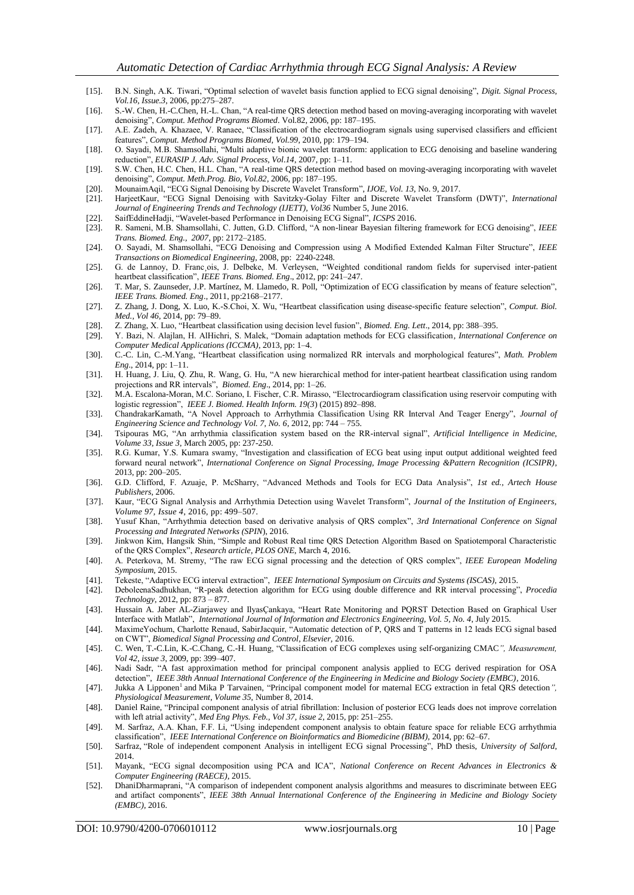[15]. B.N. Singh, A.K. Tiwari, "Optimal selection of wavelet basis function applied to ECG signal denoising", *Digit. Signal Process, Vol.16, Issue.3*, 2006, pp:275–287.

[16]. S.-W. Chen, H.-C.Chen, H.-L. Chan, "A real-time QRS detection method based on moving-averaging incorporating with wavelet denoising", *Comput. Method Programs Biomed*. Vol.82, 2006, pp: 187–195.

[17]. A.E. Zadeh, A. Khazaee, V. Ranaee, "Classification of the electrocardiogram signals using supervised classifiers and efficient features", *Comput. Method Programs Biomed, Vol.99*, 2010, pp: 179–194.

[18]. O. Sayadi, M.B. Shamsollahi, "Multi adaptive bionic wavelet transform: application to ECG denoising and baseline wandering reduction", *EURASIP J. Adv. Signal Process, Vol.14*, 2007, pp: 1–11.

[19]. S.W. Chen, H.C. Chen, H.L. Chan, "A real-time QRS detection method based on moving-averaging incorporating with wavelet denoising", *Comput. Meth.Prog. Bio, Vol.82*, 2006, pp: 187–195.

[20]. MounaimAqil, "ECG Signal Denoising by Discrete Wavelet Transform", *IJOE, Vol. 13*, No. 9, 2017.

[21]. HarjeetKaur, "ECG Signal Denoising with Savitzky-Golay Filter and Discrete Wavelet Transform (DWT)", *International Journal of Engineering Trends and Technology (IJETT), Vol36* Number 5, June 2016.

[22]. SaifEddineHadji, "Wavelet-based Performance in Denoising ECG Signal", *ICSPS* 2016.

[23]. R. Sameni, M.B. Shamsollahi, C. Jutten, G.D. Clifford, "A non-linear Bayesian filtering framework for ECG denoising", *IEEE Trans. Biomed. Eng., 2007*, pp: 2172–2185.

[24]. O. Sayadi, M. Shamsollahi, "ECG Denoising and Compression using A Modified Extended Kalman Filter Structure", *IEEE Transactions on Biomedical Engineering*, 2008, pp: 2240-2248.

[25]. G. de Lannoy, D. Franc¸ois, J. Delbeke, M. Verleysen, "Weighted conditional random fields for supervised inter-patient heartbeat classification", *IEEE Trans. Biomed. Eng*., 2012, pp: 241–247.

[26]. T. Mar, S. Zaunseder, J.P. Martínez, M. Llamedo, R. Poll, "Optimization of ECG classification by means of feature selection", *IEEE Trans. Biomed. Eng*., 2011, pp:2168–2177.

[27]. Z. Zhang, J. Dong, X. Luo, K.-S.Choi, X. Wu, "Heartbeat classification using disease-specific feature selection", *Comput. Biol. Med., Vol 46*, 2014, pp: 79–89.

[28]. Z. Zhang, X. Luo, "Heartbeat classification using decision level fusion", *Biomed. Eng. Lett*., 2014, pp: 388–395.

[29]. Y. Bazi, N. Alajlan, H. AlHichri, S. Malek, "Domain adaptation methods for ECG classification, *International Conference on Computer Medical Applications (ICCMA)*, 2013, pp: 1–4.

[30]. C.-C. Lin, C.-M.Yang, "Heartbeat classification using normalized RR intervals and morphological features", *Math. Problem Eng*., 2014, pp: 1–11.

[31]. H. Huang, J. Liu, Q. Zhu, R. Wang, G. Hu, "A new hierarchical method for inter-patient heartbeat classification using random projections and RR intervals", *Biomed. Eng*., 2014, pp: 1–26.

[32]. M.A. Escalona-Moran, M.C. Soriano, I. Fischer, C.R. Mirasso, "Electrocardiogram classification using reservoir computing with logistic regression", *IEEE J. Biomed. Health Inform. 19(3)* (2015) 892–898.

[33]. ChandrakarKamath, "A Novel Approach to Arrhythmia Classification Using RR Interval And Teager Energy", *Journal of Engineering Science and Technology Vol. 7, No. 6*, 2012, pp: 744 – 755.

[34]. Tsipouras MG, "An arrhythmia classification system based on the RR-interval signal", *Artificial Intelligence in Medicine, Volume 33, Issue 3*, March 2005, pp: 237-250.

[35]. R.G. Kumar, Y.S. Kumara swamy, "Investigation and classification of ECG beat using input output additional weighted feed forward neural network", *International Conference on Signal Processing, Image Processing &Pattern Recognition (ICSIPR)*, 2013, pp: 200–205.

[36]. G.D. Clifford, F. Azuaje, P. McSharry, "Advanced Methods and Tools for ECG Data Analysis", *1st ed., Artech House Publishers*, 2006.

[37]. Kaur, "ECG Signal Analysis and Arrhythmia Detection using Wavelet Transform", *Journal of the Institution of Engineers, Volume 97, Issue 4*, 2016, pp: 499–507.

[38]. Yusuf Khan, "Arrhythmia detection based on derivative analysis of QRS complex", *3rd International Conference on Signal Processing and Integrated Networks (SPIN*), 2016.

[39]. Jinkwon Kim, Hangsik Shin, "Simple and Robust Real time QRS Detection Algorithm Based on Spatiotemporal Characteristic of the QRS Complex", *Research article, PLOS ONE*, March 4, 2016.

[40]. A. Peterkova, M. Stremy, "The raw ECG signal processing and the detection of QRS complex", *IEEE European Modeling Symposium*, 2015.

[41]. Tekeste, "Adaptive ECG interval extraction", *IEEE International Symposium on Circuits and Systems (ISCAS)*, 2015.

[42]. DeboleenaSadhukhan, "R-peak detection algorithm for ECG using double difference and RR interval processing", *Procedia Technology*, 2012, pp: 873 – 877.

[43]. Hussain A. Jaber AL-Ziarjawey and IlyasÇankaya, "Heart Rate Monitoring and PQRST Detection Based on Graphical User Interface with Matlab", *International Journal of Information and Electronics Engineering, Vol. 5, No. 4*, July 2015.

[44]. MaximeYochum, Charlotte Renaud, SabirJacquir, "Automatic detection of P, QRS and T patterns in 12 leads ECG signal based on CWT", *Biomedical Signal Processing and Control, Elsevier*, 2016.

[45]. C. Wen, T.-C.Lin, K.-C.Chang, C.-H. Huang, "Classification of ECG complexes using self-organizing CMAC*", Measurement, Vol 42, issue 3*, 2009, pp: 399–407.

[46]. Nadi Sadr, "A fast approximation method for principal component analysis applied to ECG derived respiration for OSA detection", *IEEE 38th Annual International Conference of the Engineering in Medicine and Biology Society (EMBC)*, 2016.

[47]. Jukka A Lipponen[1] and Mika P Tarvainen, "Principal component model for maternal ECG extraction in fetal QRS detection*", Physiological Measurement, Volume 35*, Number 8, 2014.

[48]. Daniel Raine, "Principal component analysis of atrial fibrillation: Inclusion of posterior ECG leads does not improve correlation with left atrial activity", *Med Eng Phys. Feb., Vol 37, issue 2*, 2015, pp: 251–255.

[49]. M. Sarfraz, A.A. Khan, F.F. Li, "Using independent component analysis to obtain feature space for reliable ECG arrhythmia classification", *IEEE International Conference on Bioinformatics and Biomedicine (BIBM)*, 2014, pp: 62–67.

[50]. Sarfraz, "Role of independent component Analysis in intelligent ECG signal Processing", PhD thesis, *University of Salford*, 2014.

[51]. Mayank, "ECG signal decomposition using PCA and ICA", *National Conference on Recent Advances in Electronics & Computer Engineering (RAECE)*, 2015.

[52]. DhaniDharmaprani, "A comparison of independent component analysis algorithms and measures to discriminate between EEG and artifact components", *IEEE 38th Annual International Conference of the Engineering in Medicine and Biology Society (EMBC)*, 2016.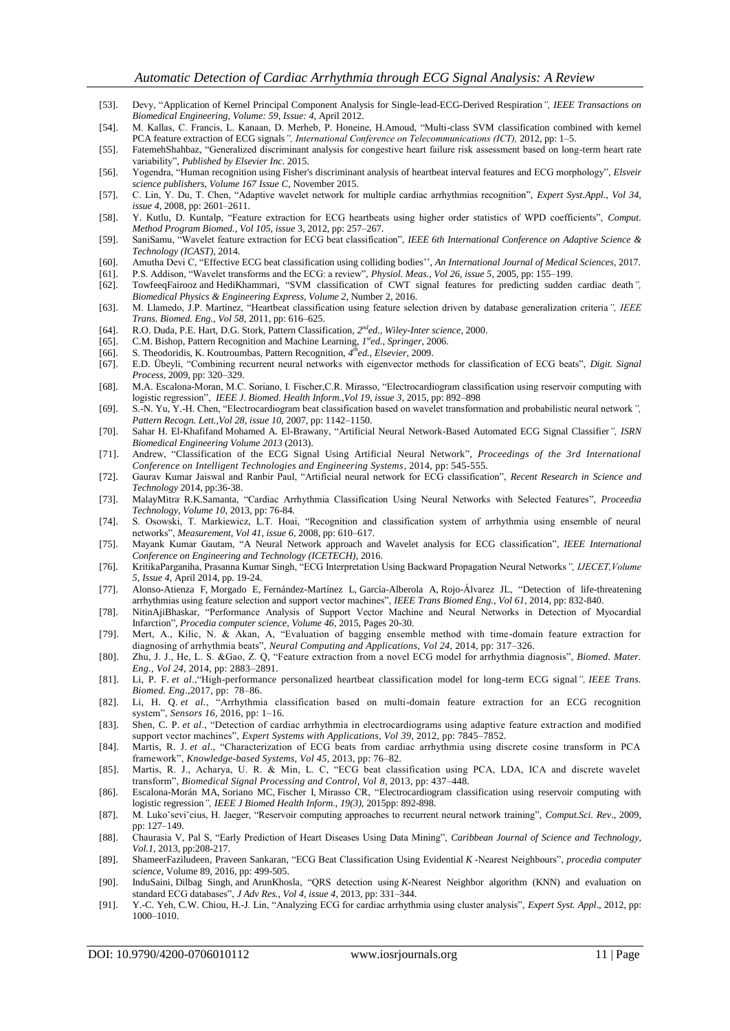[53]. Devy, "Application of Kernel Principal Component Analysis for Single-lead-ECG-Derived Respiration*", IEEE Transactions on Biomedical Engineering, Volume: 59, Issue: 4,* April 2012.

[54]. M. Kallas, C. Francis, L. Kanaan, D. Merheb, P. Honeine, H.Amoud, "Multi-class SVM classification combined with kernel PCA feature extraction of ECG signals*", International Conference on Telecommunications (ICT),* 2012, pp: 1–5.

[55]. FatemehShahbaz, "Generalized discriminant analysis for congestive heart failure risk assessment based on long-term heart rate variability", *Published by Elsevier Inc.* 2015.

[56]. Yogendra, "Human recognition using Fisher's discriminant analysis of heartbeat interval features and ECG morphology", *Elsveir science publishers, Volume 167 Issue C,* November 2015.

[57]. C. Lin, Y. Du, T. Chen, "Adaptive wavelet network for multiple cardiac arrhythmias recognition", *Expert Syst.Appl., Vol 34, issue 4,* 2008, pp: 2601–2611.

[58]. Y. Kutlu, D. Kuntalp, "Feature extraction for ECG heartbeats using higher order statistics of WPD coefficients", *Comput. Method Program Biomed., Vol 105, issue* 3, 2012, pp: 257–267.

[59]. SaniSamu, "Wavelet feature extraction for ECG beat classification", *IEEE 6th International Conference on Adaptive Science & Technology (ICAST),* 2014.

[60]. Amutha Devi C, "Effective ECG beat classification using colliding bodies'', *An International Journal of Medical Sciences,* 2017.

[61]. P.S. Addison, "Wavelet transforms and the ECG: a review", *Physiol. Meas., Vol 26, issue 5,* 2005, pp: 155–199.

[62]. TowfeeqFairooz and HediKhammari, "SVM classification of CWT signal features for predicting sudden cardiac death*", Biomedical Physics & Engineering Express, Volume 2,* Number 2, 2016.

[63]. M. Llamedo, J.P. Martínez, "Heartbeat classification using feature selection driven by database generalization criteria*", IEEE Trans. Biomed. Eng., Vol 58,* 2011, pp: 616–625.

[64]. R.O. Duda, P.E. Hart, D.G. Stork, Pattern Classification, *2nd ed., Wiley-Inter science*, 2000.

[65]. C.M. Bishop, Pattern Recognition and Machine Learning, *1st ed., Springer,* 2006.

[66]. S. Theodoridis, K. Koutroumbas, Pattern Recognition, *4th ed., Elsevier,* 2009.

[67]. E.D. Übeyli, "Combining recurrent neural networks with eigenvector methods for classification of ECG beats", *Digit. Signal Process,* 2009, pp: 320–329.

[68]. M.A. Escalona-Moran, M.C. Soriano, I. Fischer,C.R. Mirasso, "Electrocardiogram classification using reservoir computing with logistic regression", *IEEE J. Biomed. Health Inform.,Vol 19, issue 3,* 2015, pp: 892–898

[69]. S.-N. Yu, Y.-H. Chen, "Electrocardiogram beat classification based on wavelet transformation and probabilistic neural network*", Pattern Recogn. Lett.,Vol 28, issue 10,* 2007, pp: 1142–1150.

[70]. Sahar H. El-Khafifand Mohamed A. El-Brawany, "Artificial Neural Network-Based Automated ECG Signal Classifier*", ISRN Biomedical Engineering Volume 2013* (2013).

[71]. Andrew, "Classification of the ECG Signal Using Artificial Neural Network", *Proceedings of the 3rd International Conference on Intelligent Technologies and Engineering Systems*, 2014, pp: 545-555.

[72]. Gaurav Kumar Jaiswal and Ranbir Paul, "Artificial neural network for ECG classification", *Recent Research in Science and Technology* 2014, pp:36-38.

[73]. MalayMitra, R.K.Samanta, "Cardiac Arrhythmia Classification Using Neural Networks with Selected Features", *Proceedia Technology, Volume 10,* 2013, pp: 76-84.

[74]. S. Osowski, T. Markiewicz, L.T. Hoai, "Recognition and classification system of arrhythmia using ensemble of neural networks", *Measurement, Vol 41, issue 6,* 2008, pp: 610–617.

[75]. Mayank Kumar Gautam, "A Neural Network approach and Wavelet analysis for ECG classification", *IEEE International Conference on Engineering and Technology (ICETECH),* 2016.

[76]. KritikaParganiha, Prasanna Kumar Singh, "ECG Interpretation Using Backward Propagation Neural Networks*", IJECET,Volume 5, Issue 4,* April 2014, pp. 19-24.

[77]. Alonso-Atienza F, Morgado E, Fernández-Martínez L, García-Alberola A, Rojo-Álvarez JL, "Detection of life-threatening arrhythmias using feature selection and support vector machines", *IEEE Trans Biomed Eng., Vol 61*, 2014, pp: 832-840.

[78]. NitinAjiBhaskar, "Performance Analysis of Support Vector Machine and Neural Networks in Detection of Myocardial Infarction", *Procedia computer science, Volume 46,* 2015, Pages 20-30.

[79]. Mert, A., Kilic, N. & Akan, A, "Evaluation of bagging ensemble method with time-domain feature extraction for diagnosing of arrhythmia beats", *Neural Computing and Applications, Vol 24,* 2014, pp: 317–326.

[80]. Zhu, J. J., He, L. S. &Gao, Z. Q, "Feature extraction from a novel ECG model for arrhythmia diagnosis", *Biomed. Mater. Eng., Vol 24,* 2014, pp: 2883–2891.

[81]. Li, P. F. *et al*.,"High-performance personalized heartbeat classification model for long-term ECG signal*", IEEE Trans. Biomed. Eng*.,2017, pp: 78–86.

[82]. Li, H. Q. *et al.*, "Arrhythmia classification based on multi-domain feature extraction for an ECG recognition system", *Sensors 16,* 2016, pp: 1–16.

[83]. Shen, C. P. *et al*., "Detection of cardiac arrhythmia in electrocardiograms using adaptive feature extraction and modified support vector machines", *Expert Systems with Applications, Vol 39*, 2012, pp: 7845–7852.

[84]. Martis, R. J. *et al*., "Characterization of ECG beats from cardiac arrhythmia using discrete cosine transform in PCA framework", *Knowledge-based Systems, Vol 45,* 2013, pp: 76–82.

[85]. Martis, R. J., Acharya, U. R. & Min, L. C, "ECG beat classification using PCA, LDA, ICA and discrete wavelet transform", *Biomedical Signal Processing and Control, Vol 8,* 2013, pp: 437–448.

[86]. Escalona-Morán MA, Soriano MC, Fischer I, Mirasso CR, "Electrocardiogram classification using reservoir computing with logistic regression*", IEEE J Biomed Health Inform., 19(3),* 2015pp: 892-898.

[87]. M. Lukoˇseviˇcius, H. Jaeger, "Reservoir computing approaches to recurrent neural network training", *Comput.Sci. Rev.,* 2009, pp: 127–149.

[88]. Chaurasia V, Pal S, "Early Prediction of Heart Diseases Using Data Mining", *Caribbean Journal of Science and Technology, Vol.1,* 2013, pp:208-217.

[89]. ShameerFaziludeen, Praveen Sankaran, "ECG Beat Classification Using Evidential *K* -Nearest Neighbours", *procedia computer science,* Volume 89, 2016, pp: 499-505.

[90]. InduSaini, Dilbag Singh, and ArunKhosla, "QRS detection using *K*-Nearest Neighbor algorithm (KNN) and evaluation on standard ECG databases", *J Adv Res., Vol 4, issue 4,* 2013, pp: 331–344.

[91]. Y.-C. Yeh, C.W. Chiou, H.-J. Lin, "Analyzing ECG for cardiac arrhythmia using cluster analysis", *Expert Syst. Appl*., 2012, pp: 1000–1010.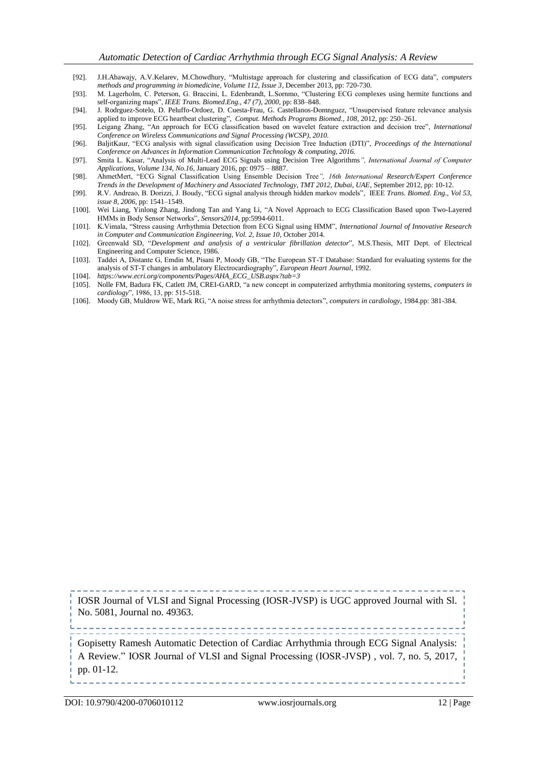[92]. J.H.Abawajy, A.V.Kelarev, M.Chowdhury, "Multistage approach for clustering and classification of ECG data", *computers methods and programming in biomedicine, Volume 112, Issue 3*, December 2013, pp: 720-730.

[93]. M. Lagerholm, C. Peterson, G. Braccini, L. Edenbrandt, L.Sornmo, "Clustering ECG complexes using hermite functions and self-organizing maps", *IEEE Trans. Biomed.Eng., 47 (7), 2000*, pp: 838–848.

[94]. J. Rodrguez-Sotelo, D. Peluffo-Ordoez, D. Cuesta-Frau, G. Castellanos-Domnguez, "Unsupervised feature relevance analysis applied to improve ECG heartbeat clustering", *Comput. Methods Programs Biomed., 108*, 2012, pp: 250–261.

[95]. Leigang Zhang, "An approach for ECG classification based on wavelet feature extraction and decision tree", *International Conference on Wireless Communications and Signal Processing (WCSP), 2010.*

[96]. BaljitKaur, "ECG analysis with signal classification using Decision Tree Induction (DTI)", *Proceedings of the International Conference on Advances in Information Communication Technology & computing, 2016.*

[97]. Smita L. Kasar, "Analysis of Multi-Lead ECG Signals using Decision Tree Algorithms*", International Journal of Computer Applications, Volume 134, No.16*, January 2016, pp: 0975 – 8887.

[98]. AhmetMert, "ECG Signal Classification Using Ensemble Decision Tree*", 16th International Research/Expert Conference Trends in the Development of Machinery and Associated Technology, TMT 2012, Dubai, UAE*, September 2012, pp: 10-12.

[99]. R.V. Andreao, B. Dorizzi, J. Boudy, "ECG signal analysis through hidden markov models", IEEE *Trans. Biomed. Eng., Vol 53, issue 8, 2006*, pp: 1541–1549.

[100]. Wei Liang, Yinlong Zhang, Jindong Tan and Yang Li, "A Novel Approach to ECG Classification Based upon Two-Layered HMMs in Body Sensor Networks", *Sensors2014*, pp:5994-6011.

[101]. K.Vimala, "Stress causing Arrhythmia Detection from ECG Signal using HMM", *International Journal of Innovative Research in Computer and Communication Engineering, Vol. 2, Issue 10*, October 2014.

[102]. Greenwald SD, "*Development and analysis of a ventricular fibrillation detector*", M.S.Thesis, MIT Dept. of Electrical Engineering and Computer Science, 1986.

[103]. Taddei A, Distante G, Emdin M, Pisani P, Moody GB, "The European ST-T Database: Standard for evaluating systems for the analysis of ST-T changes in ambulatory Electrocardiography", *European Heart Journal*, 1992.

[104]. *https://www.ecri.org/components/Pages/AHA_ECG_USB.aspx?tab=3*

[105]. Nolle FM, Badura FK, Catlett JM, CREI-GARD, "a new concept in computerized arrhythmia monitoring systems, *computers in cardiology*", 1986, 13, pp: 515-518.

[106]. Moody GB, Muldrow WE, Mark RG, "A noise stress for arrhythmia detectors", *computers in cardiology*, 1984.pp: 381-384.

IOSR Journal of VLSI and Signal Processing (IOSR-JVSP) is UGC approved Journal with Sl. No. 5081, Journal no. 49363.

Gopisetty Ramesh Automatic Detection of Cardiac Arrhythmia through ECG Signal Analysis: A Review." IOSR Journal of VLSI and Signal Processing (IOSR-JVSP) , vol. 7, no. 5, 2017, pp. 01-12.